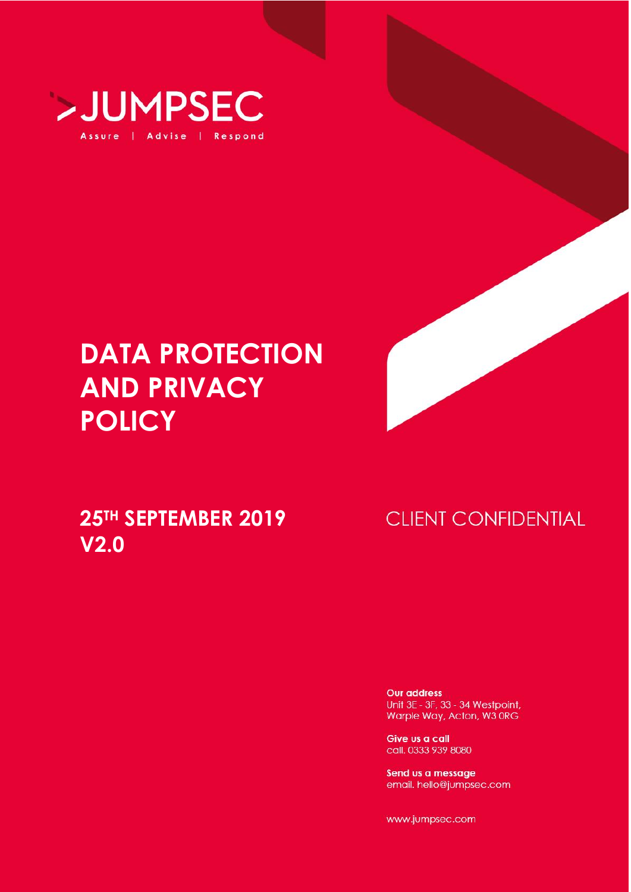>JUMPSEC

Assure | Advise | Respond

# DATA PROTECTION AND PRIVACY POLICY

## 25TH SEPTEMBER 2019
## V2.0

CLIENT CONFIDENTIAL

**Our address**
Unit 3E - 3F, 33 - 34 Westpoint,
Warple Way, Acton, W3 0RG

**Give us a call**
call. 0333 939 8080

**Send us a message**
email. hello@jumpsec.com

www.jumpsec.com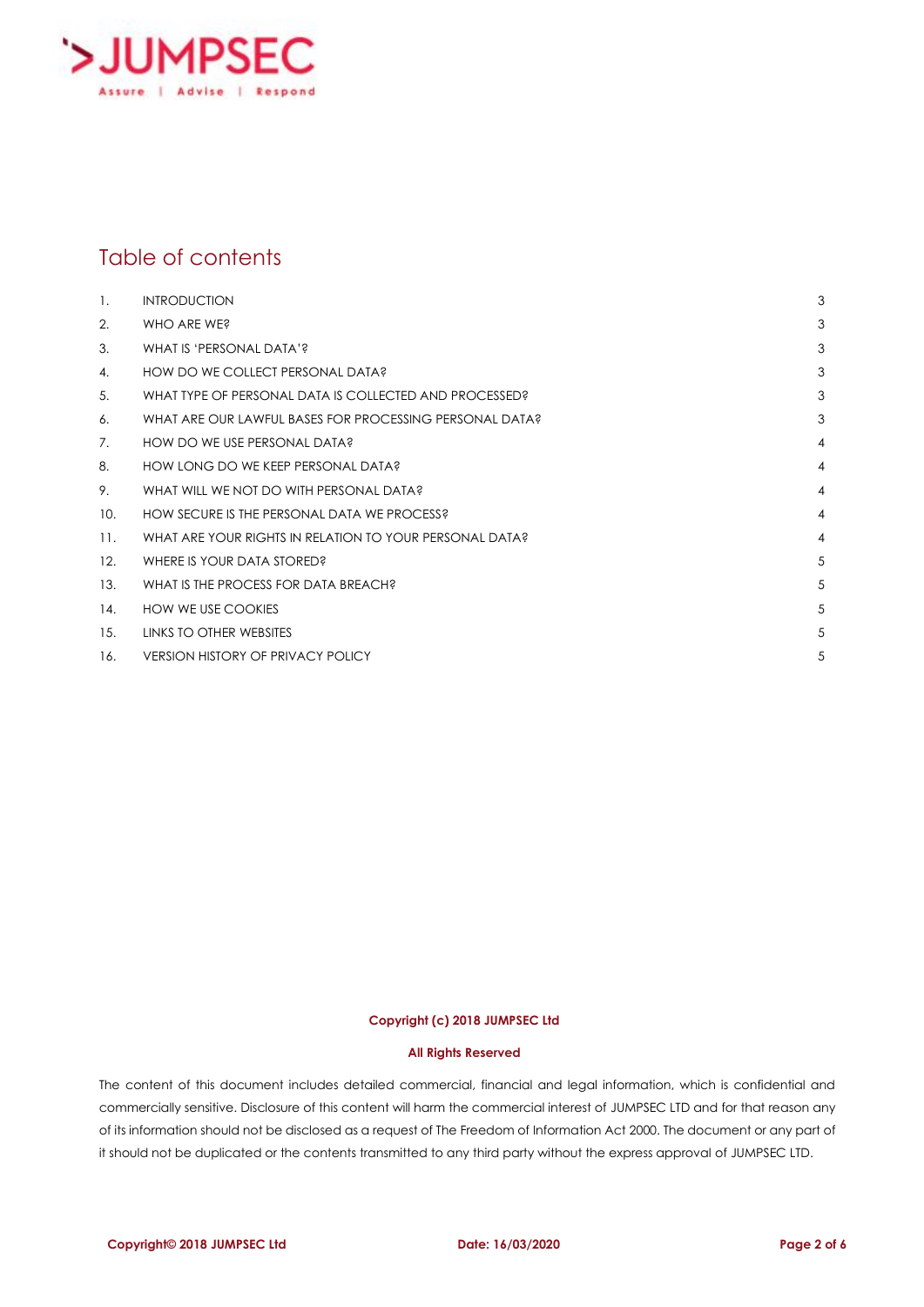# Table of contents

| | | |
|---|---|---|
| 1. | INTRODUCTION | 3 |
| 2. | WHO ARE WE? | 3 |
| 3. | WHAT IS 'PERSONAL DATA'? | 3 |
| 4. | HOW DO WE COLLECT PERSONAL DATA? | 3 |
| 5. | WHAT TYPE OF PERSONAL DATA IS COLLECTED AND PROCESSED? | 3 |
| 6. | WHAT ARE OUR LAWFUL BASES FOR PROCESSING PERSONAL DATA? | 3 |
| 7. | HOW DO WE USE PERSONAL DATA? | 4 |
| 8. | HOW LONG DO WE KEEP PERSONAL DATA? | 4 |
| 9. | WHAT WILL WE NOT DO WITH PERSONAL DATA? | 4 |
| 10. | HOW SECURE IS THE PERSONAL DATA WE PROCESS? | 4 |
| 11. | WHAT ARE YOUR RIGHTS IN RELATION TO YOUR PERSONAL DATA? | 4 |
| 12. | WHERE IS YOUR DATA STORED? | 5 |
| 13. | WHAT IS THE PROCESS FOR DATA BREACH? | 5 |
| 14. | HOW WE USE COOKIES | 5 |
| 15. | LINKS TO OTHER WEBSITES | 5 |
| 16. | VERSION HISTORY OF PRIVACY POLICY | 5 |

**Copyright (c) 2018 JUMPSEC Ltd**

**All Rights Reserved**

The content of this document includes detailed commercial, financial and legal information, which is confidential and commercially sensitive. Disclosure of this content will harm the commercial interest of JUMPSEC LTD and for that reason any of its information should not be disclosed as a request of The Freedom of Information Act 2000. The document or any part of it should not be duplicated or the contents transmitted to any third party without the express approval of JUMPSEC LTD.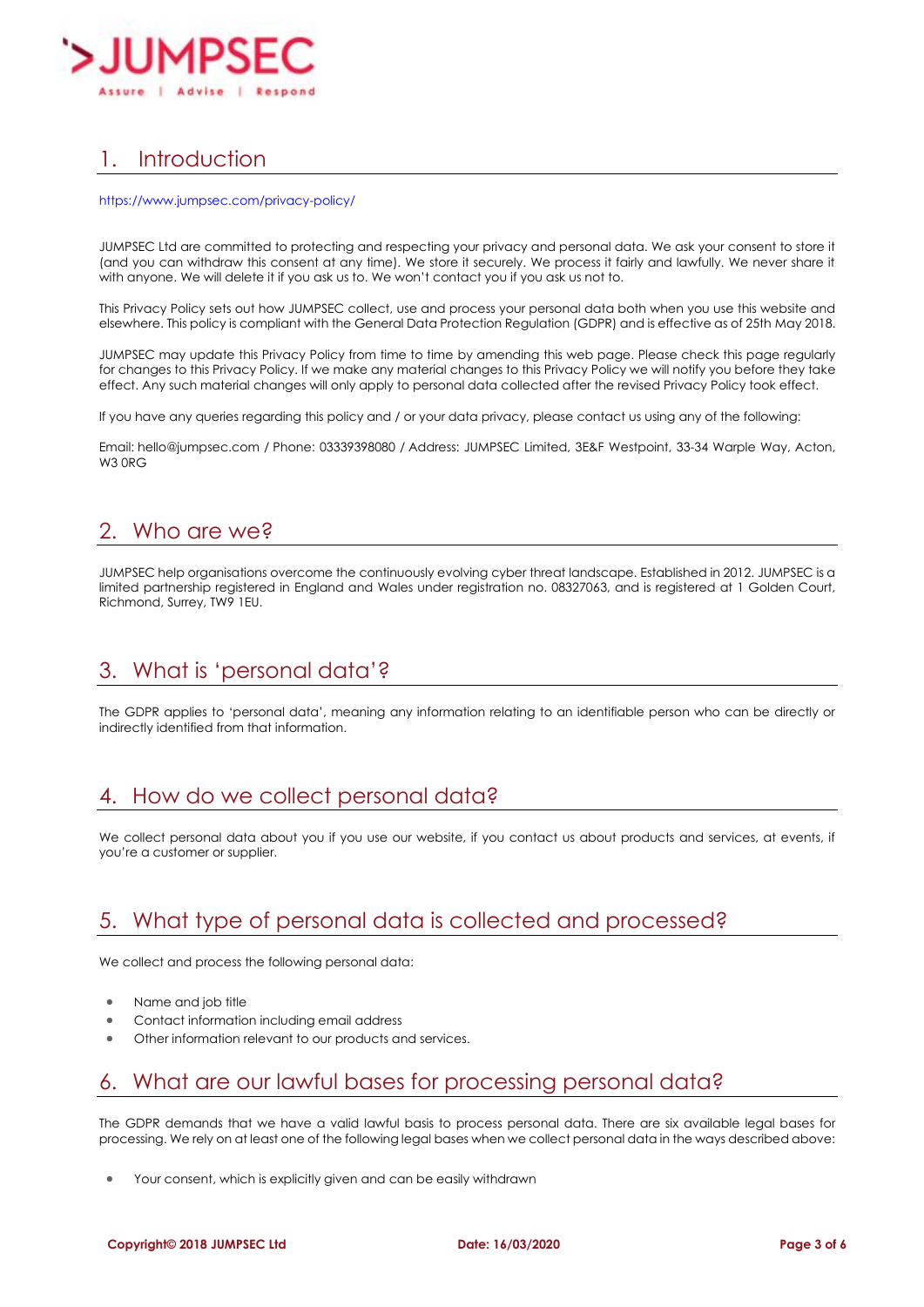## 1. Introduction

https://www.jumpsec.com/privacy-policy/

JUMPSEC Ltd are committed to protecting and respecting your privacy and personal data. We ask your consent to store it (and you can withdraw this consent at any time). We store it securely. We process it fairly and lawfully. We never share it with anyone. We will delete it if you ask us to. We won't contact you if you ask us not to.

This Privacy Policy sets out how JUMPSEC collect, use and process your personal data both when you use this website and elsewhere. This policy is compliant with the General Data Protection Regulation (GDPR) and is effective as of 25th May 2018.

JUMPSEC may update this Privacy Policy from time to time by amending this web page. Please check this page regularly for changes to this Privacy Policy. If we make any material changes to this Privacy Policy we will notify you before they take effect. Any such material changes will only apply to personal data collected after the revised Privacy Policy took effect.

If you have any queries regarding this policy and / or your data privacy, please contact us using any of the following:

Email: hello@jumpsec.com / Phone: 03339398080 / Address: JUMPSEC Limited, 3E&F Westpoint, 33-34 Warple Way, Acton, W3 0RG

## 2. Who are we?

JUMPSEC help organisations overcome the continuously evolving cyber threat landscape. Established in 2012. JUMPSEC is a limited partnership registered in England and Wales under registration no. 08327063, and is registered at 1 Golden Court, Richmond, Surrey, TW9 1EU.

## 3. What is 'personal data'?

The GDPR applies to 'personal data', meaning any information relating to an identifiable person who can be directly or indirectly identified from that information.

## 4. How do we collect personal data?

We collect personal data about you if you use our website, if you contact us about products and services, at events, if you're a customer or supplier.

## 5. What type of personal data is collected and processed?

We collect and process the following personal data:

- Name and job title
- Contact information including email address
- Other information relevant to our products and services.

## 6. What are our lawful bases for processing personal data?

The GDPR demands that we have a valid lawful basis to process personal data. There are six available legal bases for processing. We rely on at least one of the following legal bases when we collect personal data in the ways described above:

- Your consent, which is explicitly given and can be easily withdrawn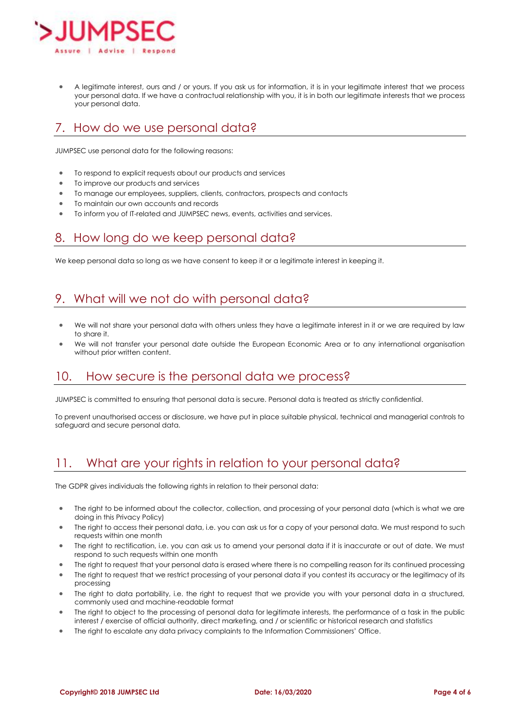- A legitimate interest, ours and / or yours. If you ask us for information, it is in your legitimate interest that we process your personal data. If we have a contractual relationship with you, it is in both our legitimate interests that we process your personal data.

## 7. How do we use personal data?

JUMPSEC use personal data for the following reasons:

- To respond to explicit requests about our products and services
- To improve our products and services
- To manage our employees, suppliers, clients, contractors, prospects and contacts
- To maintain our own accounts and records
- To inform you of IT-related and JUMPSEC news, events, activities and services.

## 8. How long do we keep personal data?

We keep personal data so long as we have consent to keep it or a legitimate interest in keeping it.

## 9. What will we not do with personal data?

- We will not share your personal data with others unless they have a legitimate interest in it or we are required by law to share it.
- We will not transfer your personal date outside the European Economic Area or to any international organisation without prior written content.

## 10. How secure is the personal data we process?

JUMPSEC is committed to ensuring that personal data is secure. Personal data is treated as strictly confidential.

To prevent unauthorised access or disclosure, we have put in place suitable physical, technical and managerial controls to safeguard and secure personal data.

## 11. What are your rights in relation to your personal data?

The GDPR gives individuals the following rights in relation to their personal data:

- The right to be informed about the collector, collection, and processing of your personal data (which is what we are doing in this Privacy Policy)
- The right to access their personal data, i.e. you can ask us for a copy of your personal data. We must respond to such requests within one month
- The right to rectification, i.e. you can ask us to amend your personal data if it is inaccurate or out of date. We must respond to such requests within one month
- The right to request that your personal data is erased where there is no compelling reason for its continued processing
- The right to request that we restrict processing of your personal data if you contest its accuracy or the legitimacy of its processing
- The right to data portability, i.e. the right to request that we provide you with your personal data in a structured, commonly used and machine-readable format
- The right to object to the processing of personal data for legitimate interests, the performance of a task in the public interest / exercise of official authority, direct marketing, and / or scientific or historical research and statistics
- The right to escalate any data privacy complaints to the Information Commissioners' Office.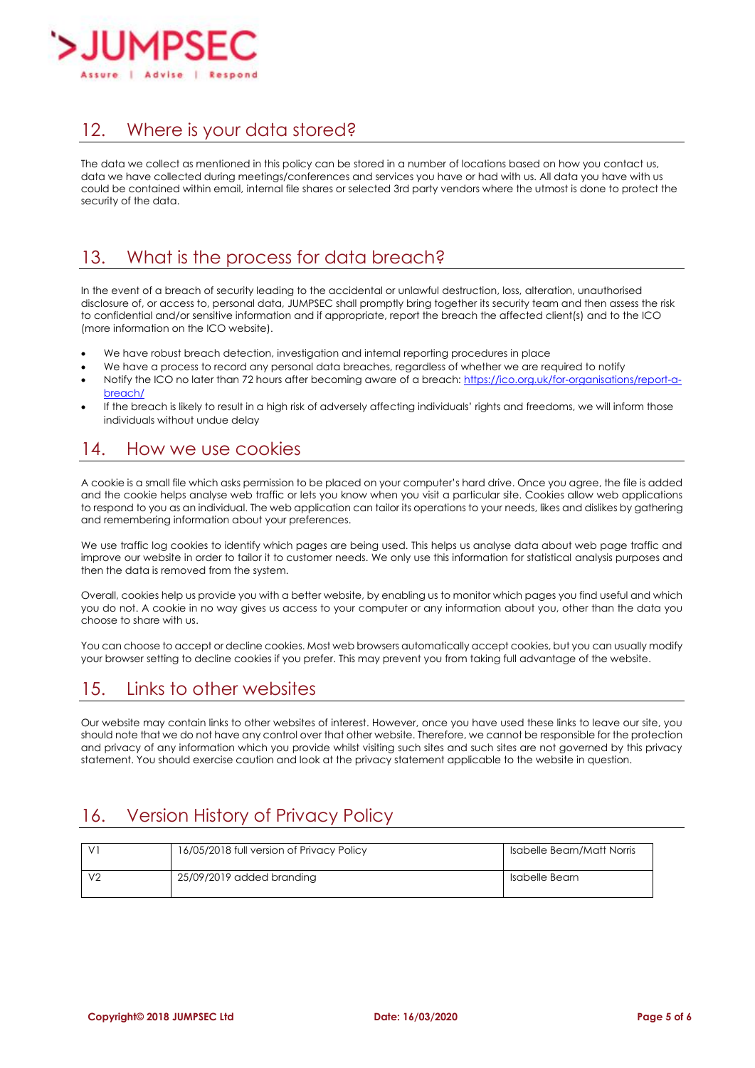## 12. Where is your data stored?

The data we collect as mentioned in this policy can be stored in a number of locations based on how you contact us, data we have collected during meetings/conferences and services you have or had with us. All data you have with us could be contained within email, internal file shares or selected 3rd party vendors where the utmost is done to protect the security of the data.

## 13. What is the process for data breach?

In the event of a breach of security leading to the accidental or unlawful destruction, loss, alteration, unauthorised disclosure of, or access to, personal data, JUMPSEC shall promptly bring together its security team and then assess the risk to confidential and/or sensitive information and if appropriate, report the breach the affected client(s) and to the ICO (more information on the ICO website).

- We have robust breach detection, investigation and internal reporting procedures in place
- We have a process to record any personal data breaches, regardless of whether we are required to notify
- Notify the ICO no later than 72 hours after becoming aware of a breach: https://ico.org.uk/for-organisations/report-a-breach/
- If the breach is likely to result in a high risk of adversely affecting individuals' rights and freedoms, we will inform those individuals without undue delay

## 14. How we use cookies

A cookie is a small file which asks permission to be placed on your computer's hard drive. Once you agree, the file is added and the cookie helps analyse web traffic or lets you know when you visit a particular site. Cookies allow web applications to respond to you as an individual. The web application can tailor its operations to your needs, likes and dislikes by gathering and remembering information about your preferences.

We use traffic log cookies to identify which pages are being used. This helps us analyse data about web page traffic and improve our website in order to tailor it to customer needs. We only use this information for statistical analysis purposes and then the data is removed from the system.

Overall, cookies help us provide you with a better website, by enabling us to monitor which pages you find useful and which you do not. A cookie in no way gives us access to your computer or any information about you, other than the data you choose to share with us.

You can choose to accept or decline cookies. Most web browsers automatically accept cookies, but you can usually modify your browser setting to decline cookies if you prefer. This may prevent you from taking full advantage of the website.

## 15. Links to other websites

Our website may contain links to other websites of interest. However, once you have used these links to leave our site, you should note that we do not have any control over that other website. Therefore, we cannot be responsible for the protection and privacy of any information which you provide whilst visiting such sites and such sites are not governed by this privacy statement. You should exercise caution and look at the privacy statement applicable to the website in question.

## 16. Version History of Privacy Policy

| | | |
|---|---|---|
| V1 | 16/05/2018 full version of Privacy Policy | Isabelle Bearn/Matt Norris |
| V2 | 25/09/2019 added branding | Isabelle Bearn |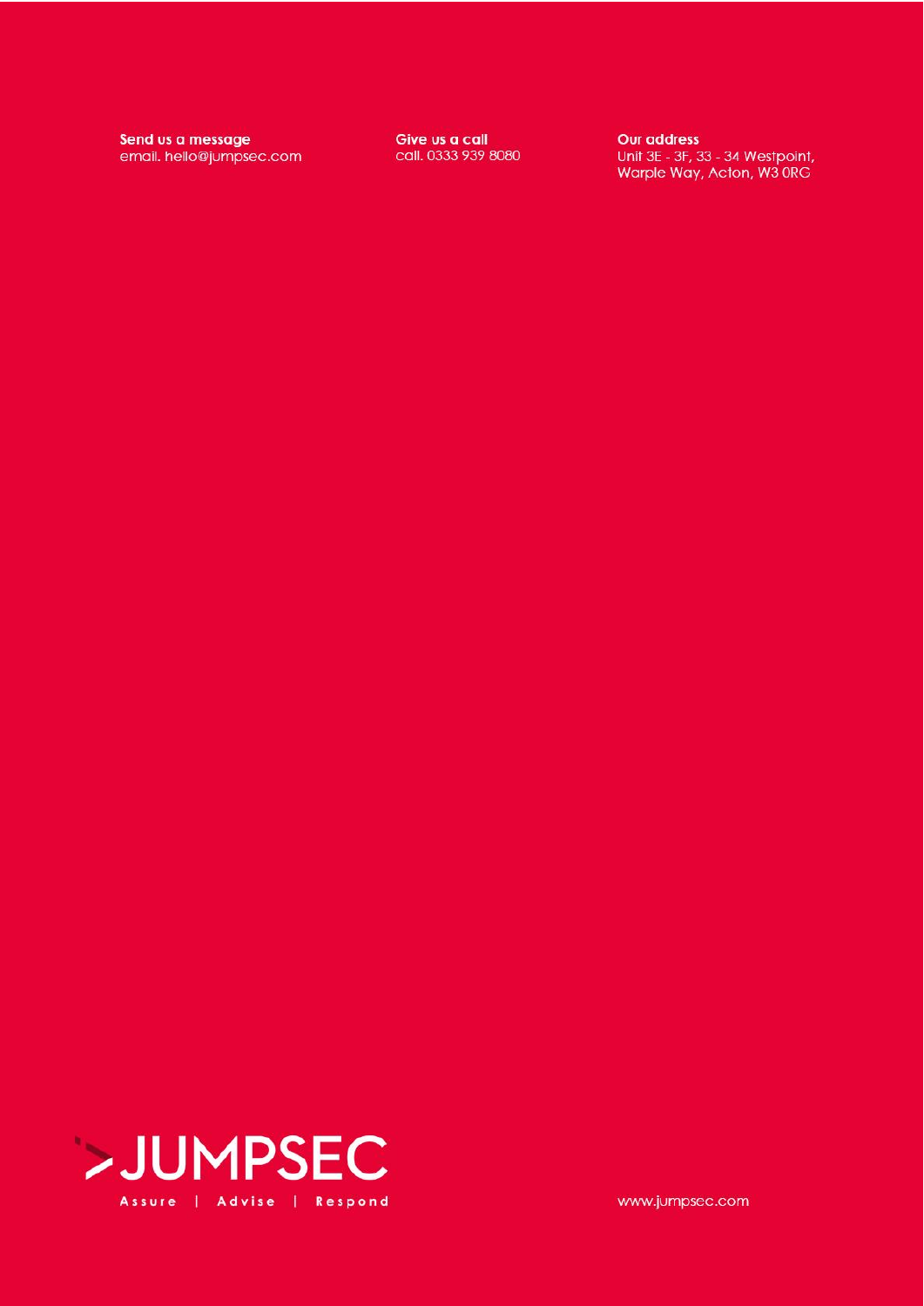**Send us a message**
email. hello@jumpsec.com

**Give us a call**
call. 0333 939 8080

**Our address**
Unit 3E - 3F, 33 - 34 Westpoint,
Warple Way, Acton, W3 0RG

JUMPSEC
Assure | Advise | Respond

www.jumpsec.com